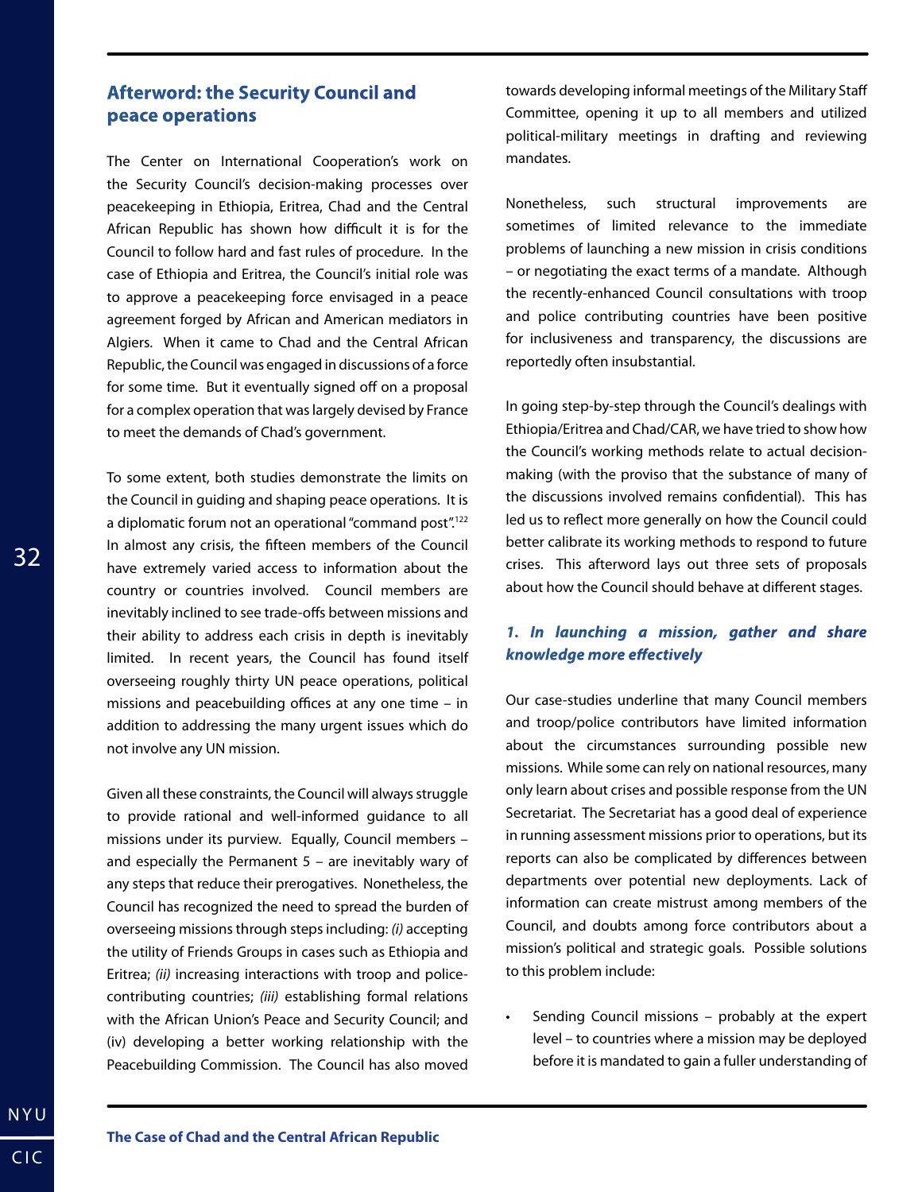## Afterword: the Security Council and peace operations

The Center on International Cooperation's work on the Security Council's decision-making processes over peacekeeping in Ethiopia, Eritrea, Chad and the Central African Republic has shown how difficult it is for the Council to follow hard and fast rules of procedure. In the case of Ethiopia and Eritrea, the Council's initial role was to approve a peacekeeping force envisaged in a peace agreement forged by African and American mediators in Algiers. When it came to Chad and the Central African Republic, the Council was engaged in discussions of a force for some time. But it eventually signed off on a proposal for a complex operation that was largely devised by France to meet the demands of Chad's government.

To some extent, both studies demonstrate the limits on the Council in guiding and shaping peace operations. It is a diplomatic forum not an operational "command post".[122] In almost any crisis, the fifteen members of the Council have extremely varied access to information about the country or countries involved. Council members are inevitably inclined to see trade-offs between missions and their ability to address each crisis in depth is inevitably limited. In recent years, the Council has found itself overseeing roughly thirty UN peace operations, political missions and peacebuilding offices at any one time – in addition to addressing the many urgent issues which do not involve any UN mission.

Given all these constraints, the Council will always struggle to provide rational and well-informed guidance to all missions under its purview. Equally, Council members – and especially the Permanent 5 – are inevitably wary of any steps that reduce their prerogatives. Nonetheless, the Council has recognized the need to spread the burden of overseeing missions through steps including: *(i)* accepting the utility of Friends Groups in cases such as Ethiopia and Eritrea; *(ii)* increasing interactions with troop and police-contributing countries; *(iii)* establishing formal relations with the African Union's Peace and Security Council; and (iv) developing a better working relationship with the Peacebuilding Commission. The Council has also moved towards developing informal meetings of the Military Staff Committee, opening it up to all members and utilized political-military meetings in drafting and reviewing mandates.

Nonetheless, such structural improvements are sometimes of limited relevance to the immediate problems of launching a new mission in crisis conditions – or negotiating the exact terms of a mandate. Although the recently-enhanced Council consultations with troop and police contributing countries have been positive for inclusiveness and transparency, the discussions are reportedly often insubstantial.

In going step-by-step through the Council's dealings with Ethiopia/Eritrea and Chad/CAR, we have tried to show how the Council's working methods relate to actual decision-making (with the proviso that the substance of many of the discussions involved remains confidential). This has led us to reflect more generally on how the Council could better calibrate its working methods to respond to future crises. This afterword lays out three sets of proposals about how the Council should behave at different stages.

### *1. In launching a mission, gather and share knowledge more effectively*

Our case-studies underline that many Council members and troop/police contributors have limited information about the circumstances surrounding possible new missions. While some can rely on national resources, many only learn about crises and possible response from the UN Secretariat. The Secretariat has a good deal of experience in running assessment missions prior to operations, but its reports can also be complicated by differences between departments over potential new deployments. Lack of information can create mistrust among members of the Council, and doubts among force contributors about a mission's political and strategic goals. Possible solutions to this problem include:

- Sending Council missions – probably at the expert level – to countries where a mission may be deployed before it is mandated to gain a fuller understanding of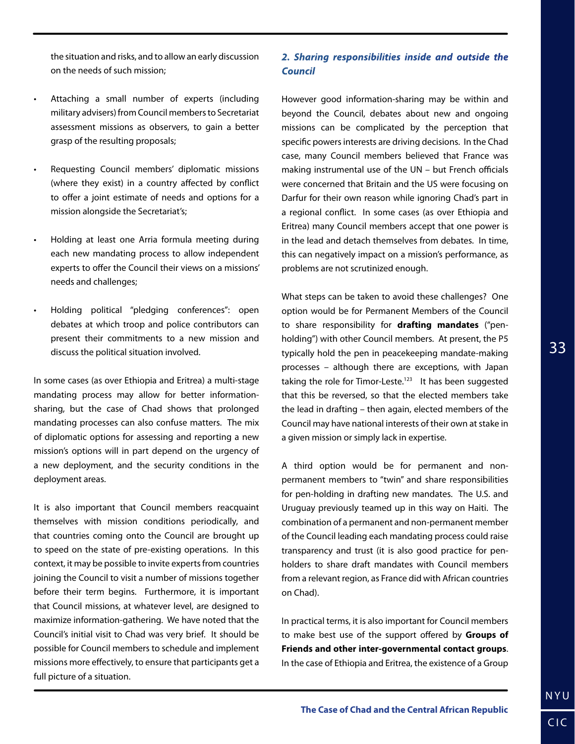the situation and risks, and to allow an early discussion on the needs of such mission;

- Attaching a small number of experts (including military advisers) from Council members to Secretariat assessment missions as observers, to gain a better grasp of the resulting proposals;
- Requesting Council members' diplomatic missions (where they exist) in a country affected by conflict to offer a joint estimate of needs and options for a mission alongside the Secretariat's;
- Holding at least one Arria formula meeting during each new mandating process to allow independent experts to offer the Council their views on a missions' needs and challenges;
- Holding political "pledging conferences": open debates at which troop and police contributors can present their commitments to a new mission and discuss the political situation involved.

In some cases (as over Ethiopia and Eritrea) a multi-stage mandating process may allow for better information-sharing, but the case of Chad shows that prolonged mandating processes can also confuse matters. The mix of diplomatic options for assessing and reporting a new mission's options will in part depend on the urgency of a new deployment, and the security conditions in the deployment areas.

It is also important that Council members reacquaint themselves with mission conditions periodically, and that countries coming onto the Council are brought up to speed on the state of pre-existing operations. In this context, it may be possible to invite experts from countries joining the Council to visit a number of missions together before their term begins. Furthermore, it is important that Council missions, at whatever level, are designed to maximize information-gathering. We have noted that the Council's initial visit to Chad was very brief. It should be possible for Council members to schedule and implement missions more effectively, to ensure that participants get a full picture of a situation.

### *2. Sharing responsibilities inside and outside the Council*

However good information-sharing may be within and beyond the Council, debates about new and ongoing missions can be complicated by the perception that specific powers interests are driving decisions. In the Chad case, many Council members believed that France was making instrumental use of the UN – but French officials were concerned that Britain and the US were focusing on Darfur for their own reason while ignoring Chad's part in a regional conflict. In some cases (as over Ethiopia and Eritrea) many Council members accept that one power is in the lead and detach themselves from debates. In time, this can negatively impact on a mission's performance, as problems are not scrutinized enough.

What steps can be taken to avoid these challenges? One option would be for Permanent Members of the Council to share responsibility for **drafting mandates** ("pen-holding") with other Council members. At present, the P5 typically hold the pen in peacekeeping mandate-making processes – although there are exceptions, with Japan taking the role for Timor-Leste.[123] It has been suggested that this be reversed, so that the elected members take the lead in drafting – then again, elected members of the Council may have national interests of their own at stake in a given mission or simply lack in expertise.

A third option would be for permanent and non-permanent members to "twin" and share responsibilities for pen-holding in drafting new mandates. The U.S. and Uruguay previously teamed up in this way on Haiti. The combination of a permanent and non-permanent member of the Council leading each mandating process could raise transparency and trust (it is also good practice for pen-holders to share draft mandates with Council members from a relevant region, as France did with African countries on Chad).

In practical terms, it is also important for Council members to make best use of the support offered by **Groups of Friends and other inter-governmental contact groups**. In the case of Ethiopia and Eritrea, the existence of a Group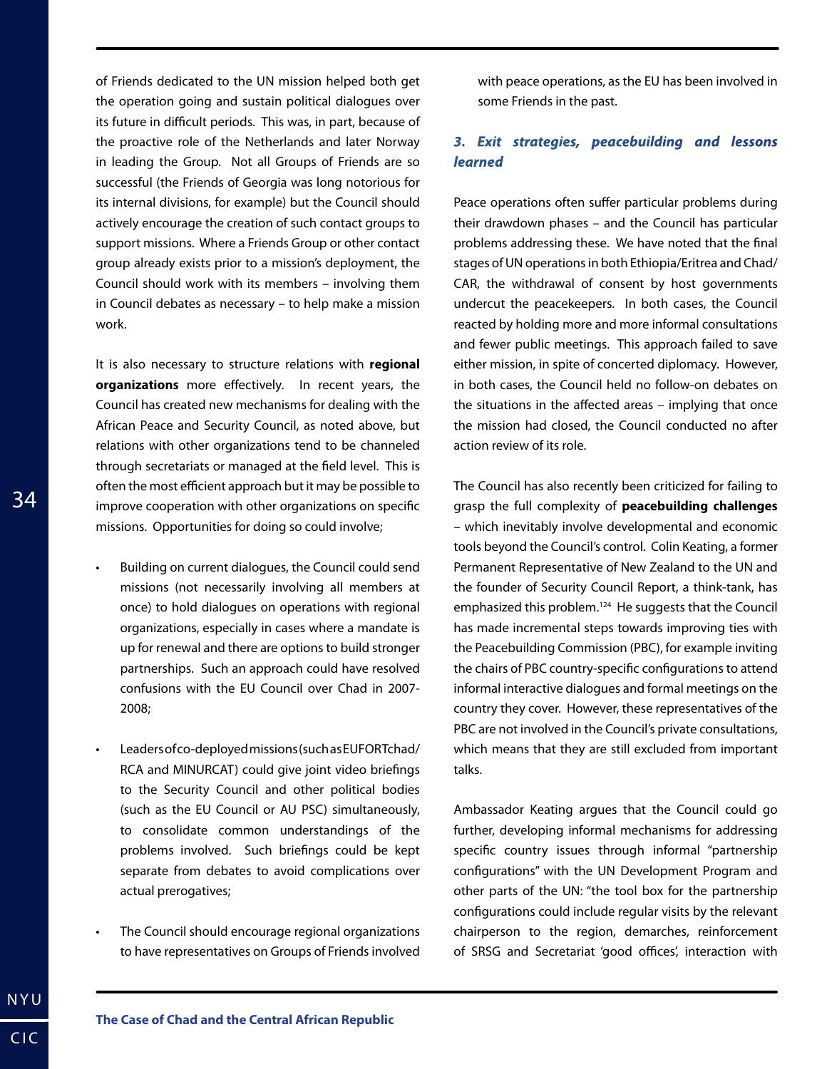of Friends dedicated to the UN mission helped both get the operation going and sustain political dialogues over its future in difficult periods. This was, in part, because of the proactive role of the Netherlands and later Norway in leading the Group. Not all Groups of Friends are so successful (the Friends of Georgia was long notorious for its internal divisions, for example) but the Council should actively encourage the creation of such contact groups to support missions. Where a Friends Group or other contact group already exists prior to a mission's deployment, the Council should work with its members – involving them in Council debates as necessary – to help make a mission work.

It is also necessary to structure relations with **regional organizations** more effectively. In recent years, the Council has created new mechanisms for dealing with the African Peace and Security Council, as noted above, but relations with other organizations tend to be channeled through secretariats or managed at the field level. This is often the most efficient approach but it may be possible to improve cooperation with other organizations on specific missions. Opportunities for doing so could involve;

- Building on current dialogues, the Council could send missions (not necessarily involving all members at once) to hold dialogues on operations with regional organizations, especially in cases where a mandate is up for renewal and there are options to build stronger partnerships. Such an approach could have resolved confusions with the EU Council over Chad in 2007-2008;
- Leaders of co-deployed missions (such as EUFOR Tchad/RCA and MINURCAT) could give joint video briefings to the Security Council and other political bodies (such as the EU Council or AU PSC) simultaneously, to consolidate common understandings of the problems involved. Such briefings could be kept separate from debates to avoid complications over actual prerogatives;
- The Council should encourage regional organizations to have representatives on Groups of Friends involved with peace operations, as the EU has been involved in some Friends in the past.

### *3. Exit strategies, peacebuilding and lessons learned*

Peace operations often suffer particular problems during their drawdown phases – and the Council has particular problems addressing these. We have noted that the final stages of UN operations in both Ethiopia/Eritrea and Chad/CAR, the withdrawal of consent by host governments undercut the peacekeepers. In both cases, the Council reacted by holding more and more informal consultations and fewer public meetings. This approach failed to save either mission, in spite of concerted diplomacy. However, in both cases, the Council held no follow-on debates on the situations in the affected areas – implying that once the mission had closed, the Council conducted no after action review of its role.

The Council has also recently been criticized for failing to grasp the full complexity of **peacebuilding challenges** – which inevitably involve developmental and economic tools beyond the Council's control. Colin Keating, a former Permanent Representative of New Zealand to the UN and the founder of Security Council Report, a think-tank, has emphasized this problem.[124] He suggests that the Council has made incremental steps towards improving ties with the Peacebuilding Commission (PBC), for example inviting the chairs of PBC country-specific configurations to attend informal interactive dialogues and formal meetings on the country they cover. However, these representatives of the PBC are not involved in the Council's private consultations, which means that they are still excluded from important talks.

Ambassador Keating argues that the Council could go further, developing informal mechanisms for addressing specific country issues through informal "partnership configurations" with the UN Development Program and other parts of the UN: "the tool box for the partnership configurations could include regular visits by the relevant chairperson to the region, demarches, reinforcement of SRSG and Secretariat 'good offices', interaction with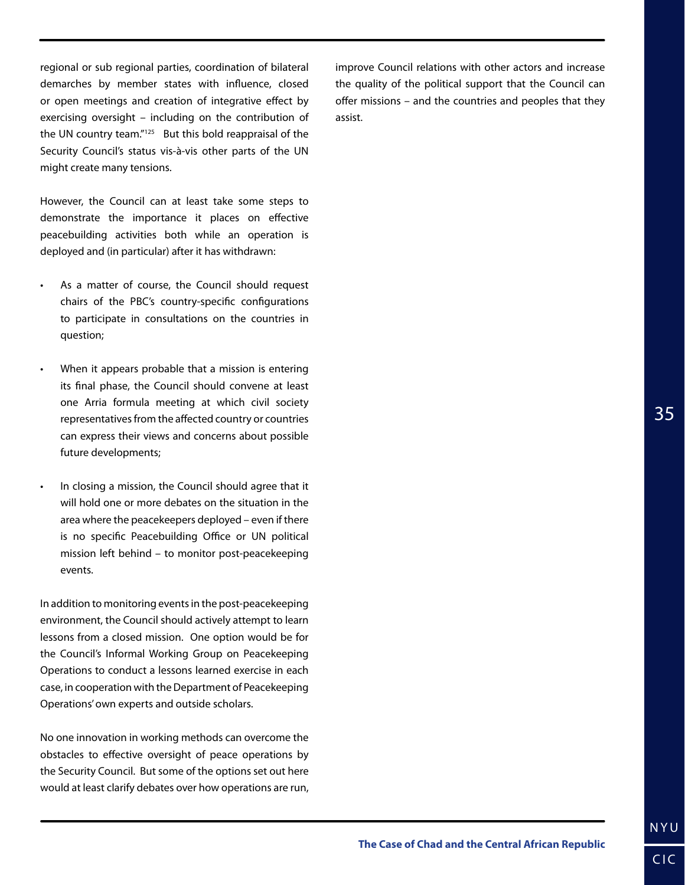regional or sub regional parties, coordination of bilateral demarches by member states with influence, closed or open meetings and creation of integrative effect by exercising oversight – including on the contribution of the UN country team."[125] But this bold reappraisal of the Security Council's status vis-à-vis other parts of the UN might create many tensions.

However, the Council can at least take some steps to demonstrate the importance it places on effective peacebuilding activities both while an operation is deployed and (in particular) after it has withdrawn:

- As a matter of course, the Council should request chairs of the PBC's country-specific configurations to participate in consultations on the countries in question;

- When it appears probable that a mission is entering its final phase, the Council should convene at least one Arria formula meeting at which civil society representatives from the affected country or countries can express their views and concerns about possible future developments;

- In closing a mission, the Council should agree that it will hold one or more debates on the situation in the area where the peacekeepers deployed – even if there is no specific Peacebuilding Office or UN political mission left behind – to monitor post-peacekeeping events.

In addition to monitoring events in the post-peacekeeping environment, the Council should actively attempt to learn lessons from a closed mission. One option would be for the Council's Informal Working Group on Peacekeeping Operations to conduct a lessons learned exercise in each case, in cooperation with the Department of Peacekeeping Operations' own experts and outside scholars.

No one innovation in working methods can overcome the obstacles to effective oversight of peace operations by the Security Council. But some of the options set out here would at least clarify debates over how operations are run, improve Council relations with other actors and increase the quality of the political support that the Council can offer missions – and the countries and peoples that they assist.